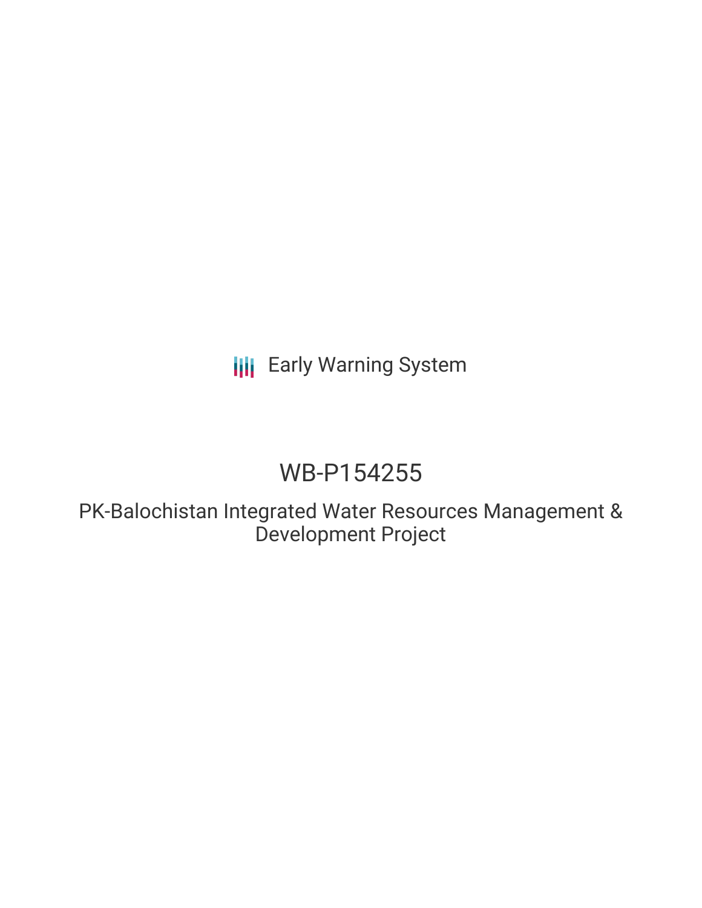Early Warning System

# WB-P154255

## PK-Balochistan Integrated Water Resources Management & Development Project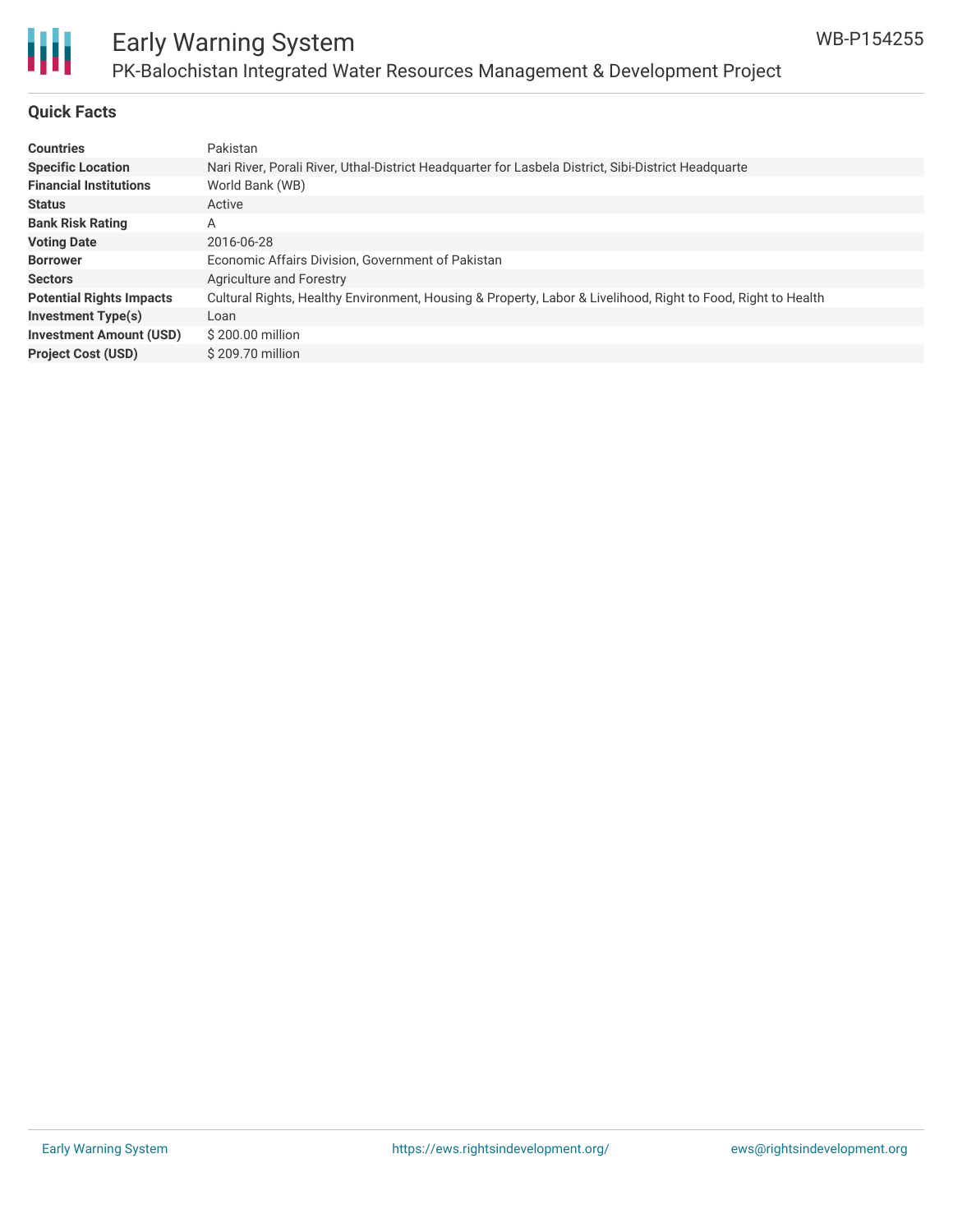## Quick Facts

| | |
|---|---|
| **Countries** | Pakistan |
| **Specific Location** | Nari River, Porali River, Uthal-District Headquarter for Lasbela District, Sibi-District Headquarte |
| **Financial Institutions** | World Bank (WB) |
| **Status** | Active |
| **Bank Risk Rating** | A |
| **Voting Date** | 2016-06-28 |
| **Borrower** | Economic Affairs Division, Government of Pakistan |
| **Sectors** | Agriculture and Forestry |
| **Potential Rights Impacts** | Cultural Rights, Healthy Environment, Housing & Property, Labor & Livelihood, Right to Food, Right to Health |
| **Investment Type(s)** | Loan |
| **Investment Amount (USD)** | $ 200.00 million |
| **Project Cost (USD)** | $ 209.70 million |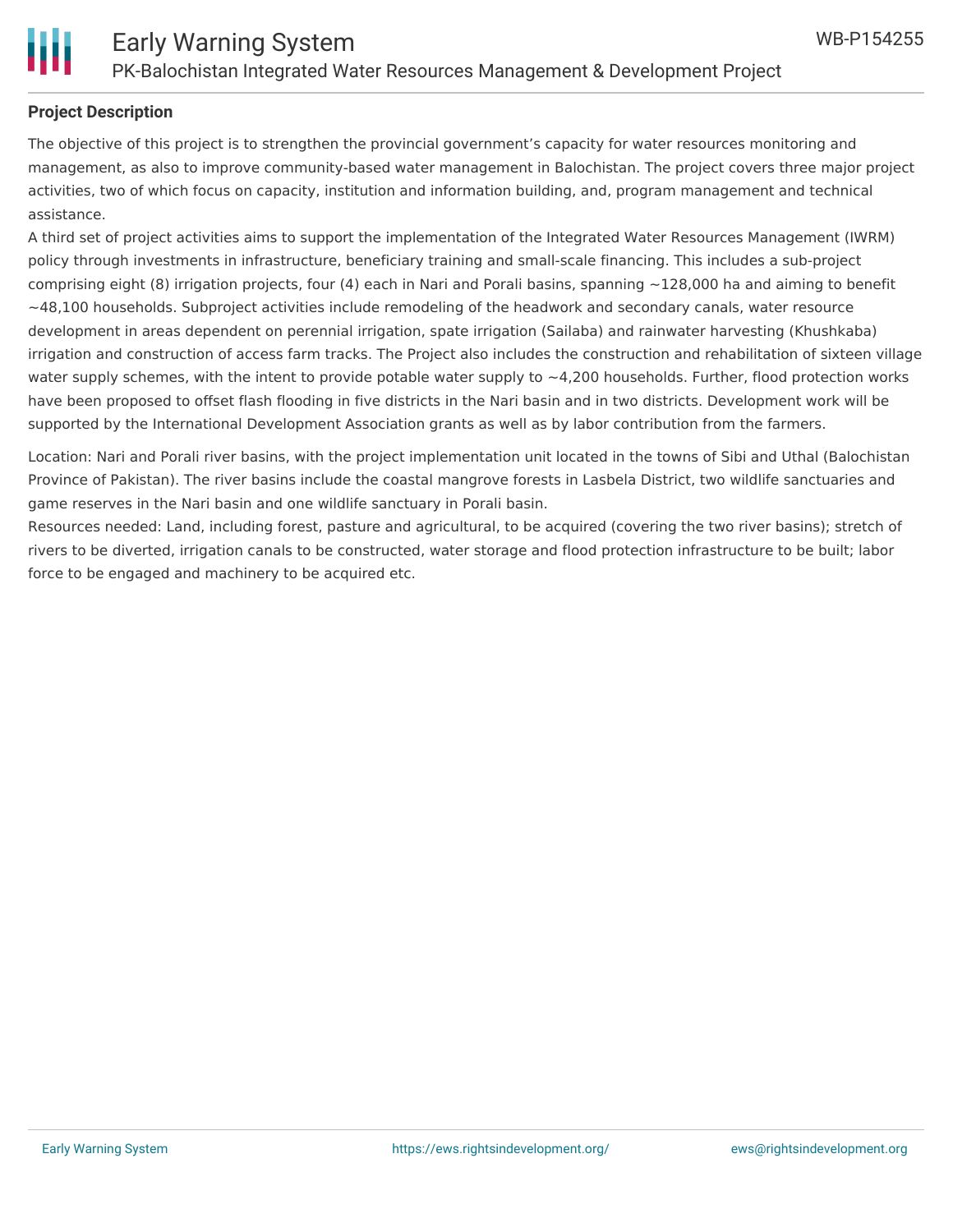## Project Description

The objective of this project is to strengthen the provincial government's capacity for water resources monitoring and management, as also to improve community-based water management in Balochistan. The project covers three major project activities, two of which focus on capacity, institution and information building, and, program management and technical assistance.

A third set of project activities aims to support the implementation of the Integrated Water Resources Management (IWRM) policy through investments in infrastructure, beneficiary training and small-scale financing. This includes a sub-project comprising eight (8) irrigation projects, four (4) each in Nari and Porali basins, spanning ~128,000 ha and aiming to benefit ~48,100 households. Subproject activities include remodeling of the headwork and secondary canals, water resource development in areas dependent on perennial irrigation, spate irrigation (Sailaba) and rainwater harvesting (Khushkaba) irrigation and construction of access farm tracks. The Project also includes the construction and rehabilitation of sixteen village water supply schemes, with the intent to provide potable water supply to ~4,200 households. Further, flood protection works have been proposed to offset flash flooding in five districts in the Nari basin and in two districts. Development work will be supported by the International Development Association grants as well as by labor contribution from the farmers.

Location: Nari and Porali river basins, with the project implementation unit located in the towns of Sibi and Uthal (Balochistan Province of Pakistan). The river basins include the coastal mangrove forests in Lasbela District, two wildlife sanctuaries and game reserves in the Nari basin and one wildlife sanctuary in Porali basin.

Resources needed: Land, including forest, pasture and agricultural, to be acquired (covering the two river basins); stretch of rivers to be diverted, irrigation canals to be constructed, water storage and flood protection infrastructure to be built; labor force to be engaged and machinery to be acquired etc.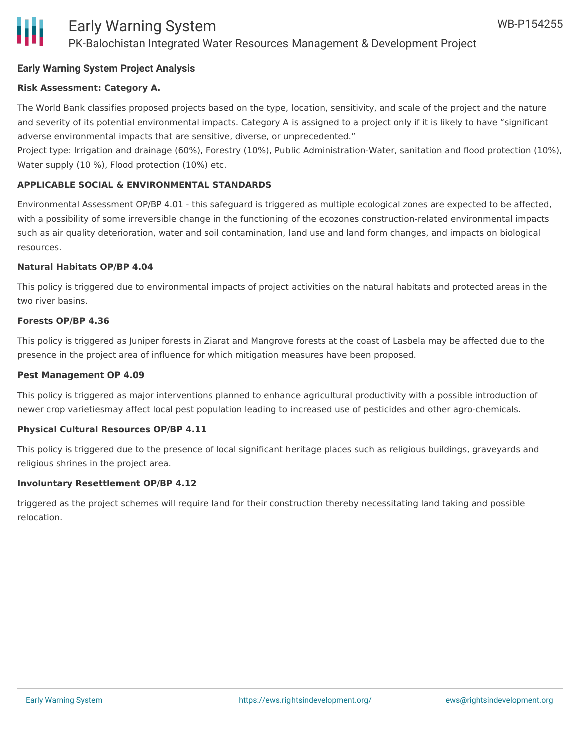## Early Warning System Project Analysis

**Risk Assessment: Category A.**

The World Bank classifies proposed projects based on the type, location, sensitivity, and scale of the project and the nature and severity of its potential environmental impacts. Category A is assigned to a project only if it is likely to have "significant adverse environmental impacts that are sensitive, diverse, or unprecedented."
Project type: Irrigation and drainage (60%), Forestry (10%), Public Administration-Water, sanitation and flood protection (10%), Water supply (10 %), Flood protection (10%) etc.

**APPLICABLE SOCIAL & ENVIRONMENTAL STANDARDS**

Environmental Assessment OP/BP 4.01 - this safeguard is triggered as multiple ecological zones are expected to be affected, with a possibility of some irreversible change in the functioning of the ecozones construction-related environmental impacts such as air quality deterioration, water and soil contamination, land use and land form changes, and impacts on biological resources.

**Natural Habitats OP/BP 4.04**

This policy is triggered due to environmental impacts of project activities on the natural habitats and protected areas in the two river basins.

**Forests OP/BP 4.36**

This policy is triggered as Juniper forests in Ziarat and Mangrove forests at the coast of Lasbela may be affected due to the presence in the project area of influence for which mitigation measures have been proposed.

**Pest Management OP 4.09**

This policy is triggered as major interventions planned to enhance agricultural productivity with a possible introduction of newer crop varietiesmay affect local pest population leading to increased use of pesticides and other agro-chemicals.

**Physical Cultural Resources OP/BP 4.11**

This policy is triggered due to the presence of local significant heritage places such as religious buildings, graveyards and religious shrines in the project area.

**Involuntary Resettlement OP/BP 4.12**

triggered as the project schemes will require land for their construction thereby necessitating land taking and possible relocation.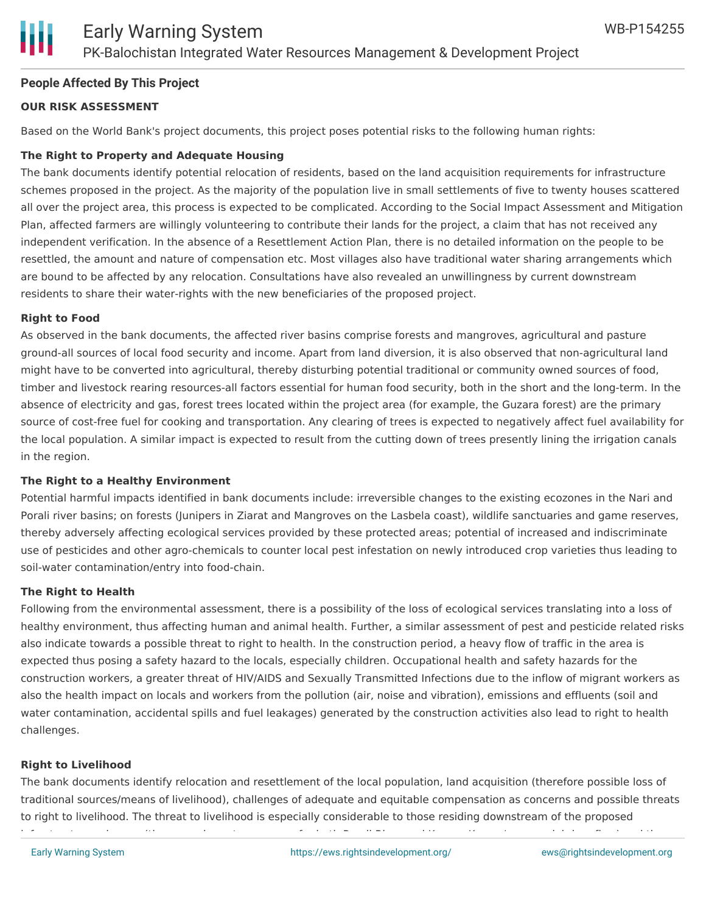## People Affected By This Project

**OUR RISK ASSESSMENT**

Based on the World Bank's project documents, this project poses potential risks to the following human rights:

**The Right to Property and Adequate Housing**

The bank documents identify potential relocation of residents, based on the land acquisition requirements for infrastructure schemes proposed in the project. As the majority of the population live in small settlements of five to twenty houses scattered all over the project area, this process is expected to be complicated. According to the Social Impact Assessment and Mitigation Plan, affected farmers are willingly volunteering to contribute their lands for the project, a claim that has not received any independent verification. In the absence of a Resettlement Action Plan, there is no detailed information on the people to be resettled, the amount and nature of compensation etc. Most villages also have traditional water sharing arrangements which are bound to be affected by any relocation. Consultations have also revealed an unwillingness by current downstream residents to share their water-rights with the new beneficiaries of the proposed project.

**Right to Food**

As observed in the bank documents, the affected river basins comprise forests and mangroves, agricultural and pasture ground-all sources of local food security and income. Apart from land diversion, it is also observed that non-agricultural land might have to be converted into agricultural, thereby disturbing potential traditional or community owned sources of food, timber and livestock rearing resources-all factors essential for human food security, both in the short and the long-term. In the absence of electricity and gas, forest trees located within the project area (for example, the Guzara forest) are the primary source of cost-free fuel for cooking and transportation. Any clearing of trees is expected to negatively affect fuel availability for the local population. A similar impact is expected to result from the cutting down of trees presently lining the irrigation canals in the region.

**The Right to a Healthy Environment**

Potential harmful impacts identified in bank documents include: irreversible changes to the existing ecozones in the Nari and Porali river basins; on forests (Junipers in Ziarat and Mangroves on the Lasbela coast), wildlife sanctuaries and game reserves, thereby adversely affecting ecological services provided by these protected areas; potential of increased and indiscriminate use of pesticides and other agro-chemicals to counter local pest infestation on newly introduced crop varieties thus leading to soil-water contamination/entry into food-chain.

**The Right to Health**

Following from the environmental assessment, there is a possibility of the loss of ecological services translating into a loss of healthy environment, thus affecting human and animal health. Further, a similar assessment of pest and pesticide related risks also indicate towards a possible threat to right to health. In the construction period, a heavy flow of traffic in the area is expected thus posing a safety hazard to the locals, especially children. Occupational health and safety hazards for the construction workers, a greater threat of HIV/AIDS and Sexually Transmitted Infections due to the inflow of migrant workers as also the health impact on locals and workers from the pollution (air, noise and vibration), emissions and effluents (soil and water contamination, accidental spills and fuel leakages) generated by the construction activities also lead to right to health challenges.

**Right to Livelihood**

The bank documents identify relocation and resettlement of the local population, land acquisition (therefore possible loss of traditional sources/means of livelihood), challenges of adequate and equitable compensation as concerns and possible threats to right to livelihood. The threat to livelihood is especially considerable to those residing downstream of the proposed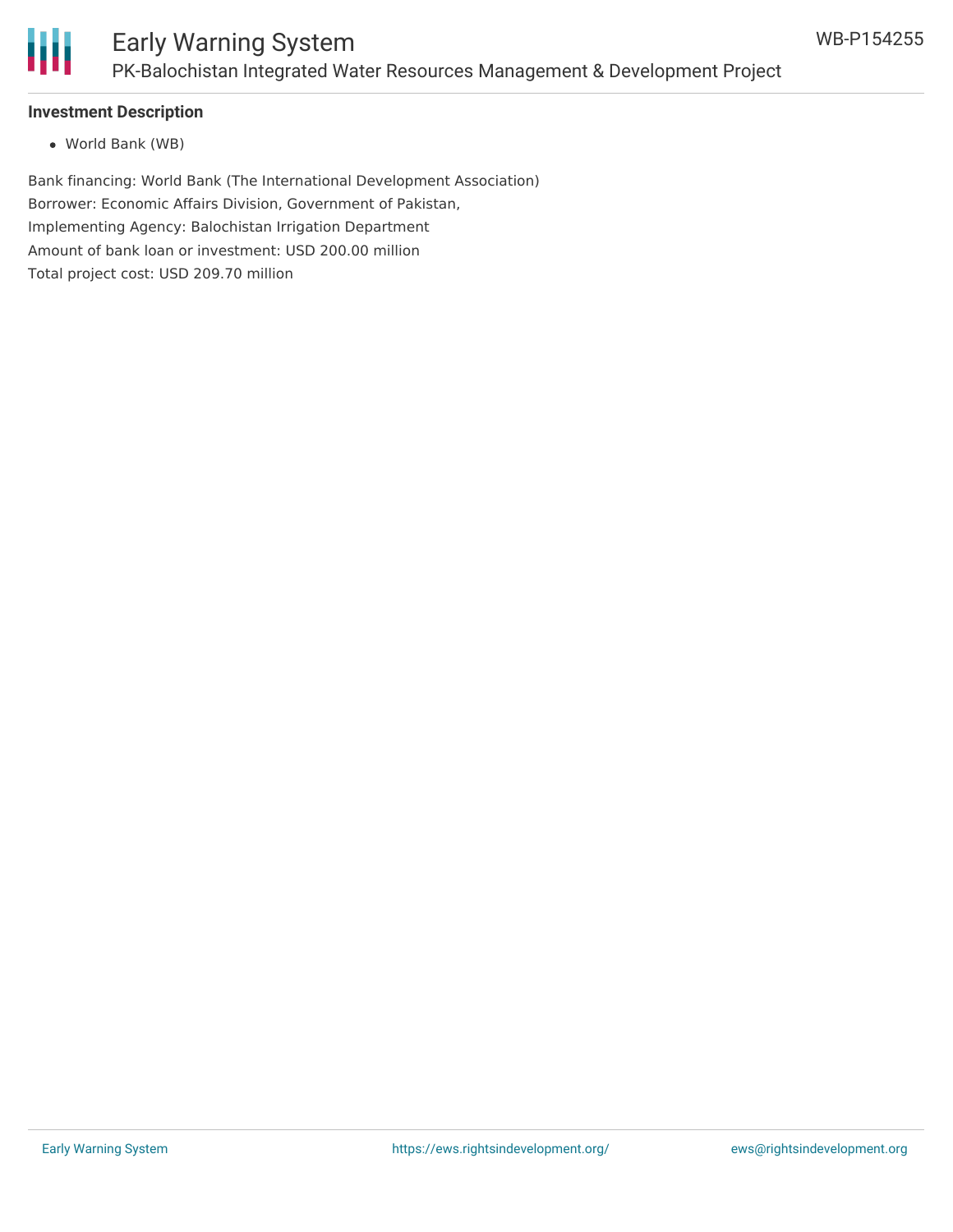#### Investment Description

- World Bank (WB)

Bank financing: World Bank (The International Development Association)
Borrower: Economic Affairs Division, Government of Pakistan,
Implementing Agency: Balochistan Irrigation Department
Amount of bank loan or investment: USD 200.00 million
Total project cost: USD 209.70 million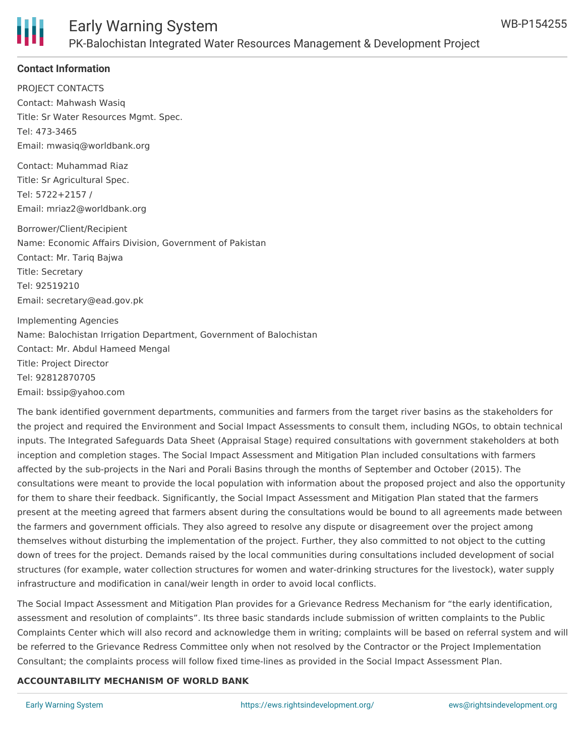## Contact Information

PROJECT CONTACTS
Contact: Mahwash Wasiq
Title: Sr Water Resources Mgmt. Spec.
Tel: 473-3465
Email: mwasiq@worldbank.org

Contact: Muhammad Riaz
Title: Sr Agricultural Spec.
Tel: 5722+2157 /
Email: mriaz2@worldbank.org

Borrower/Client/Recipient
Name: Economic Affairs Division, Government of Pakistan
Contact: Mr. Tariq Bajwa
Title: Secretary
Tel: 92519210
Email: secretary@ead.gov.pk

Implementing Agencies
Name: Balochistan Irrigation Department, Government of Balochistan
Contact: Mr. Abdul Hameed Mengal
Title: Project Director
Tel: 92812870705
Email: bssip@yahoo.com

The bank identified government departments, communities and farmers from the target river basins as the stakeholders for the project and required the Environment and Social Impact Assessments to consult them, including NGOs, to obtain technical inputs. The Integrated Safeguards Data Sheet (Appraisal Stage) required consultations with government stakeholders at both inception and completion stages. The Social Impact Assessment and Mitigation Plan included consultations with farmers affected by the sub-projects in the Nari and Porali Basins through the months of September and October (2015). The consultations were meant to provide the local population with information about the proposed project and also the opportunity for them to share their feedback. Significantly, the Social Impact Assessment and Mitigation Plan stated that the farmers present at the meeting agreed that farmers absent during the consultations would be bound to all agreements made between the farmers and government officials. They also agreed to resolve any dispute or disagreement over the project among themselves without disturbing the implementation of the project. Further, they also committed to not object to the cutting down of trees for the project. Demands raised by the local communities during consultations included development of social structures (for example, water collection structures for women and water-drinking structures for the livestock), water supply infrastructure and modification in canal/weir length in order to avoid local conflicts.

The Social Impact Assessment and Mitigation Plan provides for a Grievance Redress Mechanism for "the early identification, assessment and resolution of complaints". Its three basic standards include submission of written complaints to the Public Complaints Center which will also record and acknowledge them in writing; complaints will be based on referral system and will be referred to the Grievance Redress Committee only when not resolved by the Contractor or the Project Implementation Consultant; the complaints process will follow fixed time-lines as provided in the Social Impact Assessment Plan.

**ACCOUNTABILITY MECHANISM OF WORLD BANK**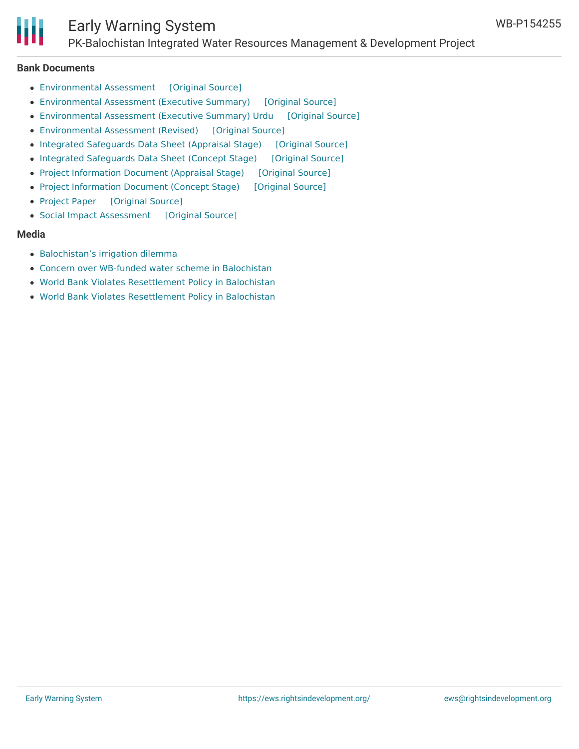## Bank Documents

- Environmental Assessment [Original Source]
- Environmental Assessment (Executive Summary) [Original Source]
- Environmental Assessment (Executive Summary) Urdu [Original Source]
- Environmental Assessment (Revised) [Original Source]
- Integrated Safeguards Data Sheet (Appraisal Stage) [Original Source]
- Integrated Safeguards Data Sheet (Concept Stage) [Original Source]
- Project Information Document (Appraisal Stage) [Original Source]
- Project Information Document (Concept Stage) [Original Source]
- Project Paper [Original Source]
- Social Impact Assessment [Original Source]

## Media

- Balochistan's irrigation dilemma
- Concern over WB-funded water scheme in Balochistan
- World Bank Violates Resettlement Policy in Balochistan
- World Bank Violates Resettlement Policy in Balochistan